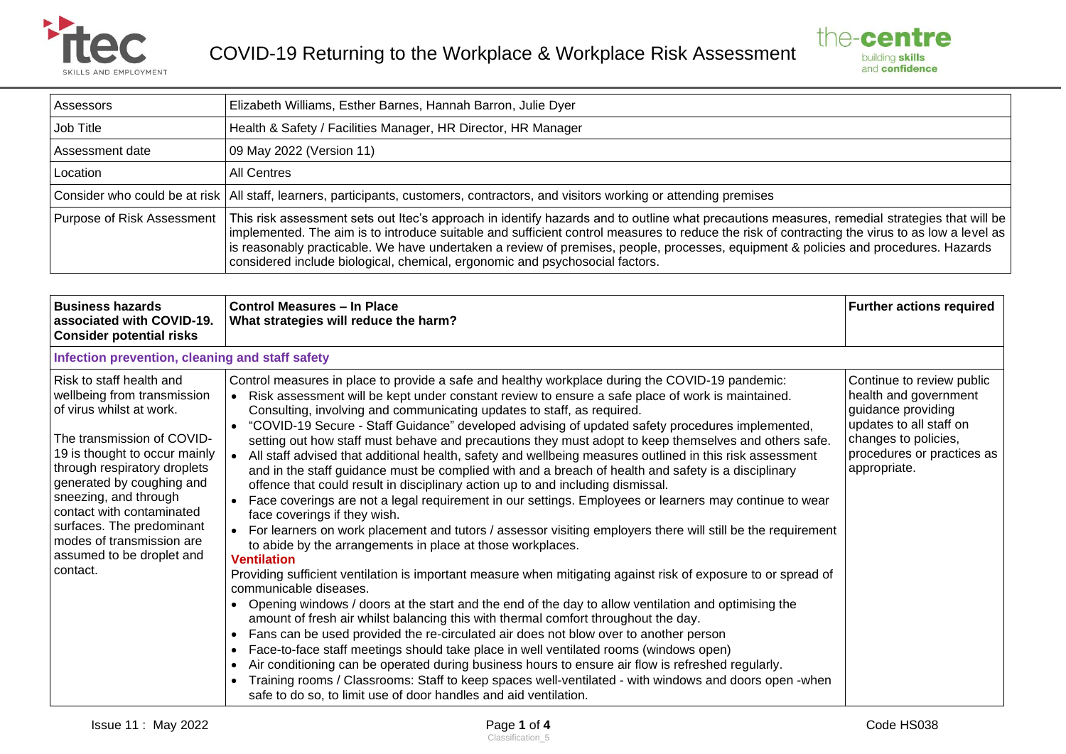# COVID-19 Returning to the Workplace & Workplace Risk Assessment

| Assessors | Elizabeth Williams, Esther Barnes, Hannah Barron, Julie Dyer |
|---|---|
| Job Title | Health & Safety / Facilities Manager, HR Director, HR Manager |
| Assessment date | 09 May 2022 (Version 11) |
| Location | All Centres |
| Consider who could be at risk | All staff, learners, participants, customers, contractors, and visitors working or attending premises |
| Purpose of Risk Assessment | This risk assessment sets out Itec's approach in identify hazards and to outline what precautions measures, remedial strategies that will be implemented. The aim is to introduce suitable and sufficient control measures to reduce the risk of contracting the virus to as low a level as is reasonably practicable. We have undertaken a review of premises, people, processes, equipment & policies and procedures. Hazards considered include biological, chemical, ergonomic and psychosocial factors. |

| **Business hazards associated with COVID-19. Consider potential risks** | **Control Measures – In Place**<br>**What strategies will reduce the harm?** | **Further actions required** |
|---|---|---|
| **Infection prevention, cleaning and staff safety** | | |
| Risk to staff health and wellbeing from transmission of virus whilst at work.<br><br>The transmission of COVID-19 is thought to occur mainly through respiratory droplets generated by coughing and sneezing, and through contact with contaminated surfaces. The predominant modes of transmission are assumed to be droplet and contact. | Control measures in place to provide a safe and healthy workplace during the COVID-19 pandemic:<br>• Risk assessment will be kept under constant review to ensure a safe place of work is maintained. Consulting, involving and communicating updates to staff, as required.<br>• "COVID-19 Secure - Staff Guidance" developed advising of updated safety procedures implemented, setting out how staff must behave and precautions they must adopt to keep themselves and others safe.<br>• All staff advised that additional health, safety and wellbeing measures outlined in this risk assessment and in the staff guidance must be complied with and a breach of health and safety is a disciplinary offence that could result in disciplinary action up to and including dismissal.<br>• Face coverings are not a legal requirement in our settings. Employees or learners may continue to wear face coverings if they wish.<br>• For learners on work placement and tutors / assessor visiting employers there will still be the requirement to abide by the arrangements in place at those workplaces.<br>**Ventilation**<br>Providing sufficient ventilation is important measure when mitigating against risk of exposure to or spread of communicable diseases.<br>• Opening windows / doors at the start and the end of the day to allow ventilation and optimising the amount of fresh air whilst balancing this with thermal comfort throughout the day.<br>• Fans can be used provided the re-circulated air does not blow over to another person<br>• Face-to-face staff meetings should take place in well ventilated rooms (windows open)<br>• Air conditioning can be operated during business hours to ensure air flow is refreshed regularly.<br>• Training rooms / Classrooms: Staff to keep spaces well-ventilated - with windows and doors open -when safe to do so, to limit use of door handles and aid ventilation. | Continue to review public health and government guidance providing updates to all staff on changes to policies, procedures or practices as appropriate. |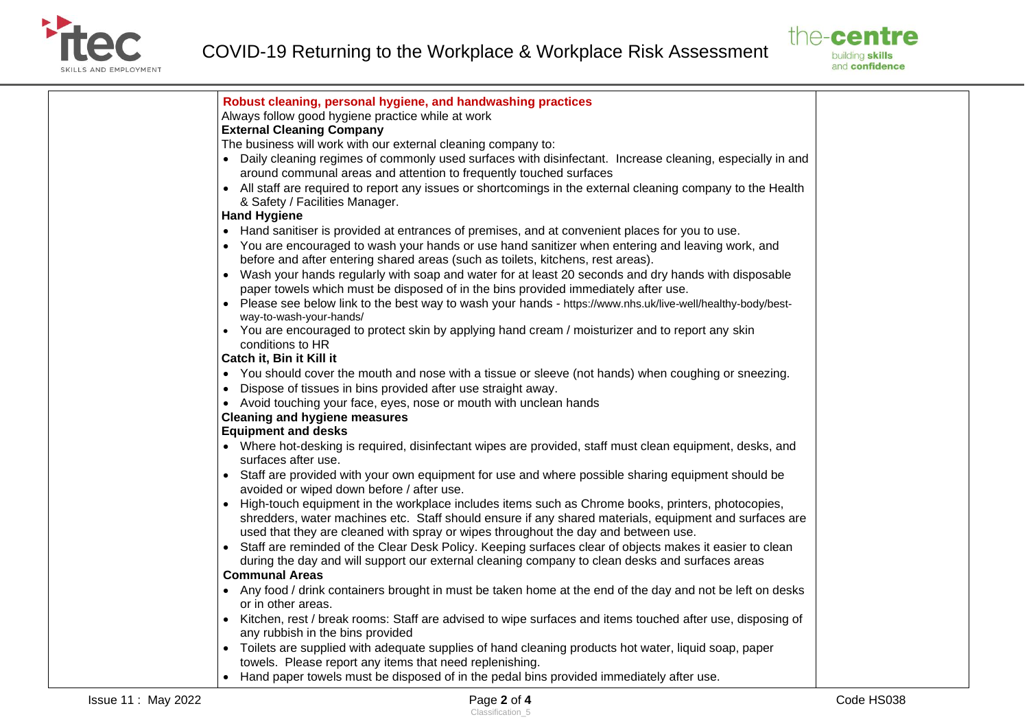**Robust cleaning, personal hygiene, and handwashing practices**

Always follow good hygiene practice while at work

**External Cleaning Company**

The business will work with our external cleaning company to:

- Daily cleaning regimes of commonly used surfaces with disinfectant. Increase cleaning, especially in and around communal areas and attention to frequently touched surfaces
- All staff are required to report any issues or shortcomings in the external cleaning company to the Health & Safety / Facilities Manager.

**Hand Hygiene**

- Hand sanitiser is provided at entrances of premises, and at convenient places for you to use.
- You are encouraged to wash your hands or use hand sanitizer when entering and leaving work, and before and after entering shared areas (such as toilets, kitchens, rest areas).
- Wash your hands regularly with soap and water for at least 20 seconds and dry hands with disposable paper towels which must be disposed of in the bins provided immediately after use.
- Please see below link to the best way to wash your hands - https://www.nhs.uk/live-well/healthy-body/best-way-to-wash-your-hands/
- You are encouraged to protect skin by applying hand cream / moisturizer and to report any skin conditions to HR

**Catch it, Bin it Kill it**

- You should cover the mouth and nose with a tissue or sleeve (not hands) when coughing or sneezing.
- Dispose of tissues in bins provided after use straight away.
- Avoid touching your face, eyes, nose or mouth with unclean hands

**Cleaning and hygiene measures**

**Equipment and desks**

- Where hot-desking is required, disinfectant wipes are provided, staff must clean equipment, desks, and surfaces after use.
- Staff are provided with your own equipment for use and where possible sharing equipment should be avoided or wiped down before / after use.
- High-touch equipment in the workplace includes items such as Chrome books, printers, photocopies, shredders, water machines etc. Staff should ensure if any shared materials, equipment and surfaces are used that they are cleaned with spray or wipes throughout the day and between use.
- Staff are reminded of the Clear Desk Policy. Keeping surfaces clear of objects makes it easier to clean during the day and will support our external cleaning company to clean desks and surfaces areas

**Communal Areas**

- Any food / drink containers brought in must be taken home at the end of the day and not be left on desks or in other areas.
- Kitchen, rest / break rooms: Staff are advised to wipe surfaces and items touched after use, disposing of any rubbish in the bins provided
- Toilets are supplied with adequate supplies of hand cleaning products hot water, liquid soap, paper towels. Please report any items that need replenishing.
- Hand paper towels must be disposed of in the pedal bins provided immediately after use.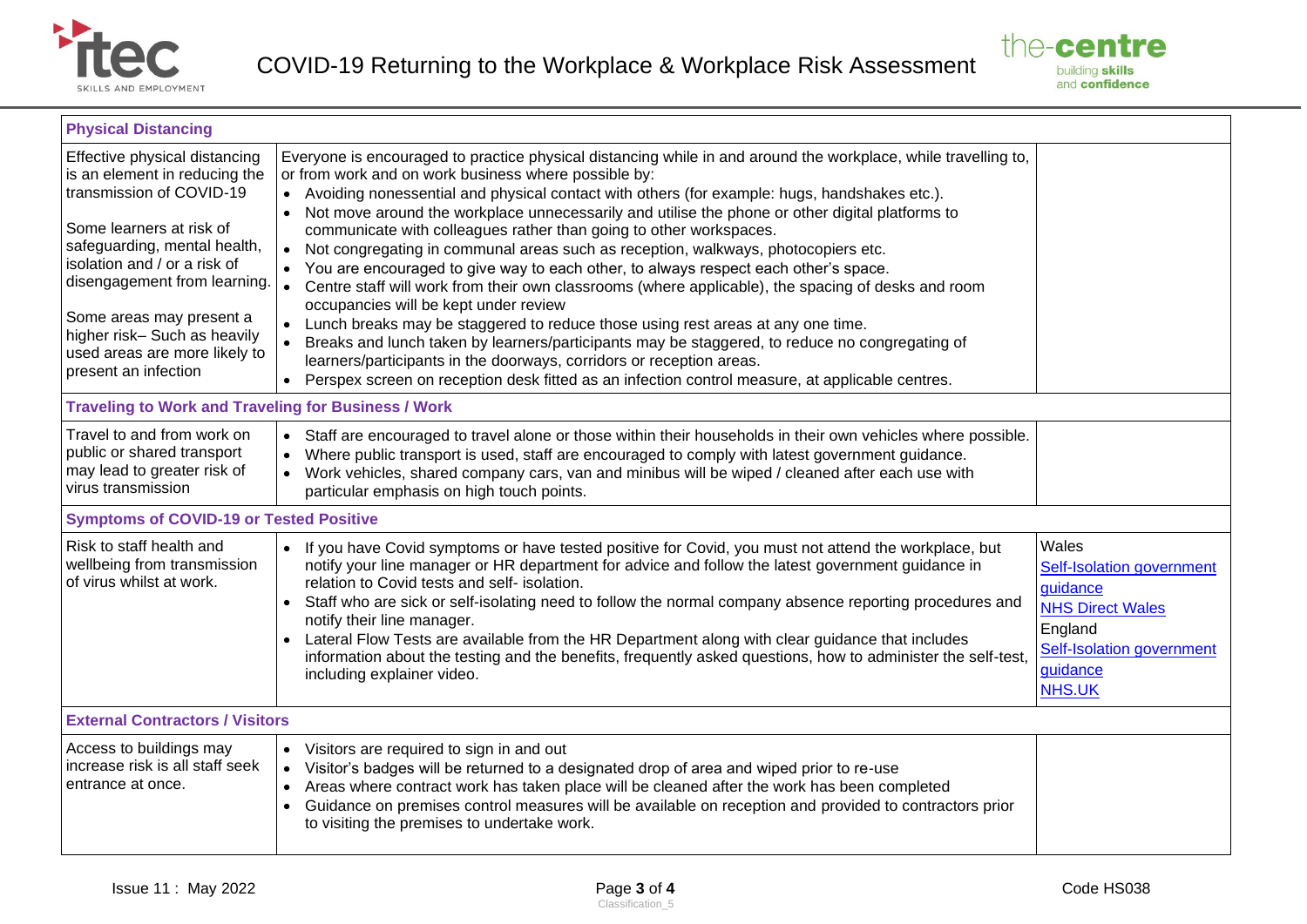| Physical Distancing | | |
|---|---|---|
| Effective physical distancing is an element in reducing the transmission of COVID-19<br><br>Some learners at risk of safeguarding, mental health, isolation and / or a risk of disengagement from learning.<br><br>Some areas may present a higher risk– Such as heavily used areas are more likely to present an infection | Everyone is encouraged to practice physical distancing while in and around the workplace, while travelling to, or from work and on work business where possible by:<br>• Avoiding nonessential and physical contact with others (for example: hugs, handshakes etc.).<br>• Not move around the workplace unnecessarily and utilise the phone or other digital platforms to communicate with colleagues rather than going to other workspaces.<br>• Not congregating in communal areas such as reception, walkways, photocopiers etc.<br>• You are encouraged to give way to each other, to always respect each other's space.<br>• Centre staff will work from their own classrooms (where applicable), the spacing of desks and room occupancies will be kept under review<br>• Lunch breaks may be staggered to reduce those using rest areas at any one time.<br>• Breaks and lunch taken by learners/participants may be staggered, to reduce no congregating of learners/participants in the doorways, corridors or reception areas.<br>• Perspex screen on reception desk fitted as an infection control measure, at applicable centres. | |
| **Traveling to Work and Traveling for Business / Work** | | |
| Travel to and from work on public or shared transport may lead to greater risk of virus transmission | • Staff are encouraged to travel alone or those within their households in their own vehicles where possible.<br>• Where public transport is used, staff are encouraged to comply with latest government guidance.<br>• Work vehicles, shared company cars, van and minibus will be wiped / cleaned after each use with particular emphasis on high touch points. | |
| **Symptoms of COVID-19 or Tested Positive** | | |
| Risk to staff health and wellbeing from transmission of virus whilst at work. | • If you have Covid symptoms or have tested positive for Covid, you must not attend the workplace, but notify your line manager or HR department for advice and follow the latest government guidance in relation to Covid tests and self- isolation.<br>• Staff who are sick or self-isolating need to follow the normal company absence reporting procedures and notify their line manager.<br>• Lateral Flow Tests are available from the HR Department along with clear guidance that includes information about the testing and the benefits, frequently asked questions, how to administer the self-test, including explainer video. | Wales<br>Self-Isolation government guidance<br>NHS Direct Wales<br>England<br>Self-Isolation government guidance<br>NHS.UK |
| **External Contractors / Visitors** | | |
| Access to buildings may increase risk is all staff seek entrance at once. | • Visitors are required to sign in and out<br>• Visitor's badges will be returned to a designated drop of area and wiped prior to re-use<br>• Areas where contract work has taken place will be cleaned after the work has been completed<br>• Guidance on premises control measures will be available on reception and provided to contractors prior to visiting the premises to undertake work. | |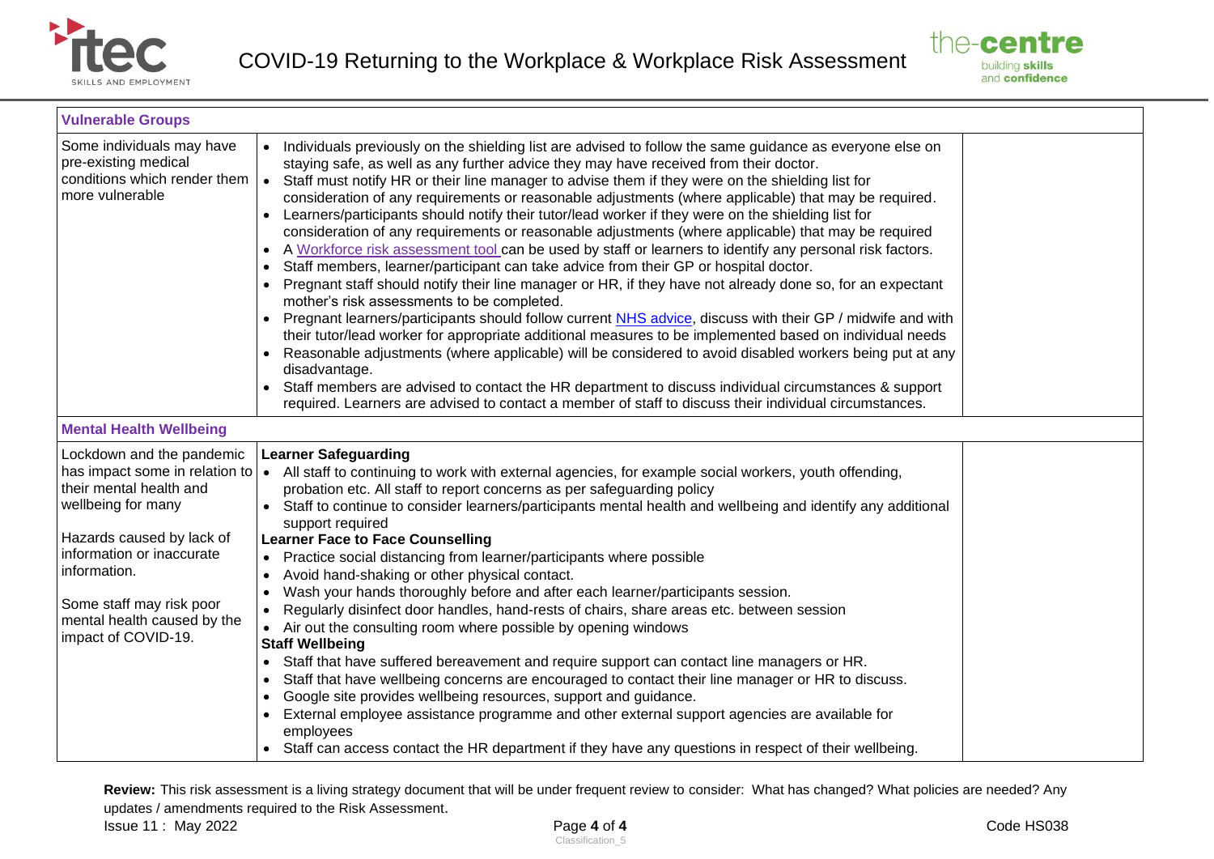| | | |
|---|---|---|
| **Vulnerable Groups** | | |
| Some individuals may have pre-existing medical conditions which render them more vulnerable | • Individuals previously on the shielding list are advised to follow the same guidance as everyone else on staying safe, as well as any further advice they may have received from their doctor.<br>• Staff must notify HR or their line manager to advise them if they were on the shielding list for consideration of any requirements or reasonable adjustments (where applicable) that may be required.<br>• Learners/participants should notify their tutor/lead worker if they were on the shielding list for consideration of any requirements or reasonable adjustments (where applicable) that may be required<br>• A Workforce risk assessment tool can be used by staff or learners to identify any personal risk factors.<br>• Staff members, learner/participant can take advice from their GP or hospital doctor.<br>• Pregnant staff should notify their line manager or HR, if they have not already done so, for an expectant mother's risk assessments to be completed.<br>• Pregnant learners/participants should follow current NHS advice, discuss with their GP / midwife and with their tutor/lead worker for appropriate additional measures to be implemented based on individual needs<br>• Reasonable adjustments (where applicable) will be considered to avoid disabled workers being put at any disadvantage.<br>• Staff members are advised to contact the HR department to discuss individual circumstances & support required. Learners are advised to contact a member of staff to discuss their individual circumstances. | |
| **Mental Health Wellbeing** | | |
| Lockdown and the pandemic has impact some in relation to their mental health and wellbeing for many<br><br>Hazards caused by lack of information or inaccurate information.<br><br>Some staff may risk poor mental health caused by the impact of COVID-19. | **Learner Safeguarding**<br>• All staff to continuing to work with external agencies, for example social workers, youth offending, probation etc. All staff to report concerns as per safeguarding policy<br>• Staff to continue to consider learners/participants mental health and wellbeing and identify any additional support required<br>**Learner Face to Face Counselling**<br>• Practice social distancing from learner/participants where possible<br>• Avoid hand-shaking or other physical contact.<br>• Wash your hands thoroughly before and after each learner/participants session.<br>• Regularly disinfect door handles, hand-rests of chairs, share areas etc. between session<br>• Air out the consulting room where possible by opening windows<br>**Staff Wellbeing**<br>• Staff that have suffered bereavement and require support can contact line managers or HR.<br>• Staff that have wellbeing concerns are encouraged to contact their line manager or HR to discuss.<br>• Google site provides wellbeing resources, support and guidance.<br>• External employee assistance programme and other external support agencies are available for employees<br>• Staff can access contact the HR department if they have any questions in respect of their wellbeing. | |

**Review:** This risk assessment is a living strategy document that will be under frequent review to consider: What has changed? What policies are needed? Any updates / amendments required to the Risk Assessment.

Issue 11 : May 2022

Code HS038